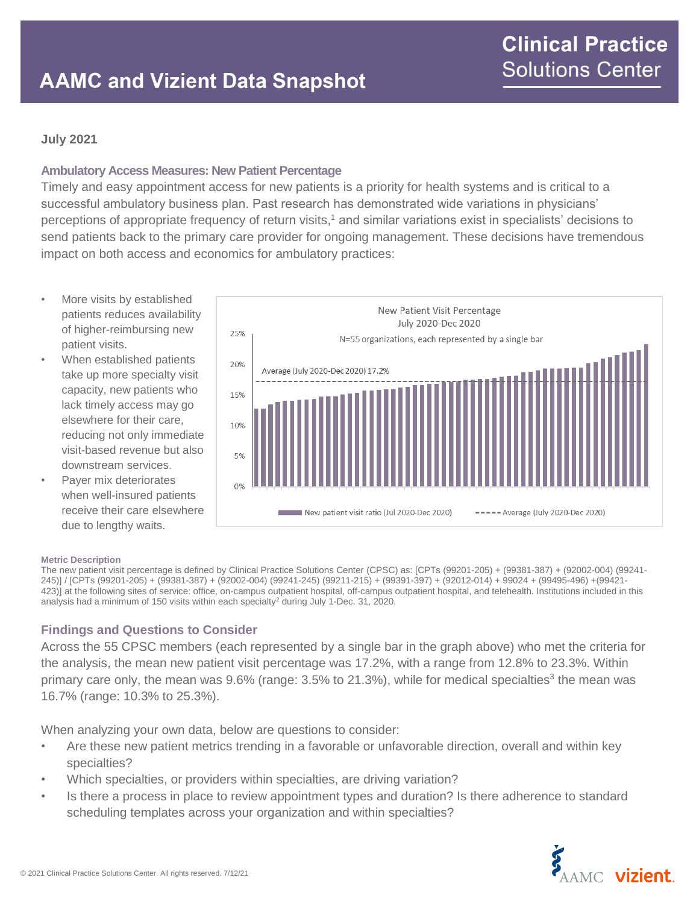# AAMC and Vizient Data Snapshot

**Clinical Practice Solutions Center**

**July 2021**

## Ambulatory Access Measures: New Patient Percentage

Timely and easy appointment access for new patients is a priority for health systems and is critical to a successful ambulatory business plan. Past research has demonstrated wide variations in physicians' perceptions of appropriate frequency of return visits,[1] and similar variations exist in specialists' decisions to send patients back to the primary care provider for ongoing management. These decisions have tremendous impact on both access and economics for ambulatory practices:

- More visits by established patients reduces availability of higher-reimbursing new patient visits.
- When established patients take up more specialty visit capacity, new patients who lack timely access may go elsewhere for their care, reducing not only immediate visit-based revenue but also downstream services.
- Payer mix deteriorates when well-insured patients receive their care elsewhere due to lengthy waits.

New Patient Visit Percentage
July 2020-Dec 2020
N=55 organizations, each represented by a single bar

Average (July 2020-Dec 2020) 17.2%

New patient visit ratio (Jul 2020-Dec 2020) ----- Average (July 2020-Dec 2020)

#### Metric Description

The new patient visit percentage is defined by Clinical Practice Solutions Center (CPSC) as: [CPTs (99201-205) + (99381-387) + (92002-004) (99241-245)] / [CPTs (99201-205) + (99381-387) + (92002-004) (99241-245) (99211-215) + (99391-397) + (92012-014) + 99024 + (99495-496) +(99421-423)] at the following sites of service: office, on-campus outpatient hospital, off-campus outpatient hospital, and telehealth. Institutions included in this analysis had a minimum of 150 visits within each specialty[2] during July 1-Dec. 31, 2020.

## Findings and Questions to Consider

Across the 55 CPSC members (each represented by a single bar in the graph above) who met the criteria for the analysis, the mean new patient visit percentage was 17.2%, with a range from 12.8% to 23.3%. Within primary care only, the mean was 9.6% (range: 3.5% to 21.3%), while for medical specialties[3] the mean was 16.7% (range: 10.3% to 25.3%).

When analyzing your own data, below are questions to consider:

- Are these new patient metrics trending in a favorable or unfavorable direction, overall and within key specialties?
- Which specialties, or providers within specialties, are driving variation?
- Is there a process in place to review appointment types and duration? Is there adherence to standard scheduling templates across your organization and within specialties?

© 2021 Clinical Practice Solutions Center. All rights reserved. 7/12/21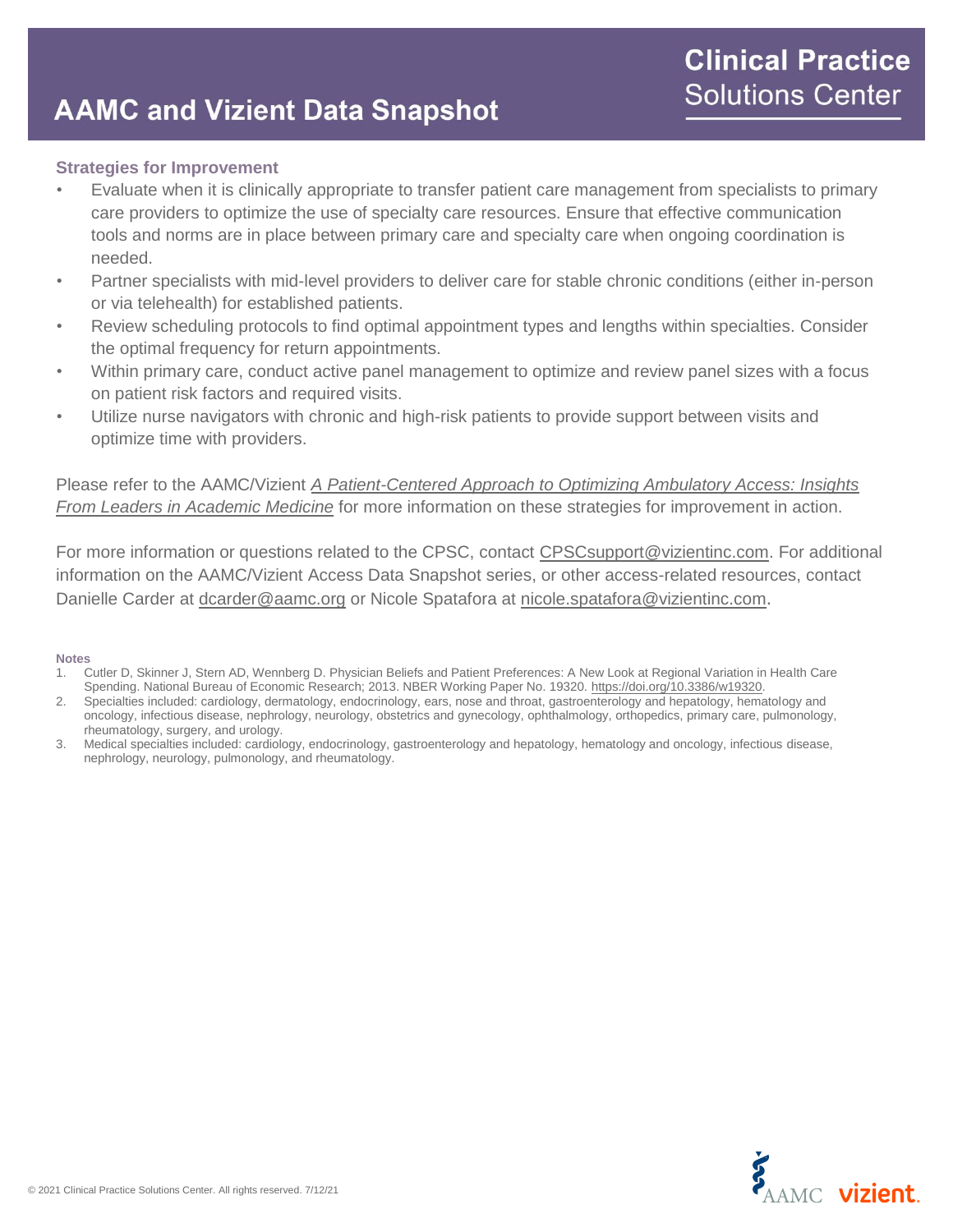## Strategies for Improvement

- Evaluate when it is clinically appropriate to transfer patient care management from specialists to primary care providers to optimize the use of specialty care resources. Ensure that effective communication tools and norms are in place between primary care and specialty care when ongoing coordination is needed.
- Partner specialists with mid-level providers to deliver care for stable chronic conditions (either in-person or via telehealth) for established patients.
- Review scheduling protocols to find optimal appointment types and lengths within specialties. Consider the optimal frequency for return appointments.
- Within primary care, conduct active panel management to optimize and review panel sizes with a focus on patient risk factors and required visits.
- Utilize nurse navigators with chronic and high-risk patients to provide support between visits and optimize time with providers.

Please refer to the AAMC/Vizient *A Patient-Centered Approach to Optimizing Ambulatory Access: Insights From Leaders in Academic Medicine* for more information on these strategies for improvement in action.

For more information or questions related to the CPSC, contact CPSCsupport@vizientinc.com. For additional information on the AAMC/Vizient Access Data Snapshot series, or other access-related resources, contact Danielle Carder at dcarder@aamc.org or Nicole Spatafora at nicole.spatafora@vizientinc.com.

**Notes**

1. Cutler D, Skinner J, Stern AD, Wennberg D. Physician Beliefs and Patient Preferences: A New Look at Regional Variation in Health Care Spending. National Bureau of Economic Research; 2013. NBER Working Paper No. 19320. https://doi.org/10.3386/w19320.
2. Specialties included: cardiology, dermatology, endocrinology, ears, nose and throat, gastroenterology and hepatology, hematology and oncology, infectious disease, nephrology, neurology, obstetrics and gynecology, ophthalmology, orthopedics, primary care, pulmonology, rheumatology, surgery, and urology.
3. Medical specialties included: cardiology, endocrinology, gastroenterology and hepatology, hematology and oncology, infectious disease, nephrology, neurology, pulmonology, and rheumatology.

© 2021 Clinical Practice Solutions Center. All rights reserved. 7/12/21